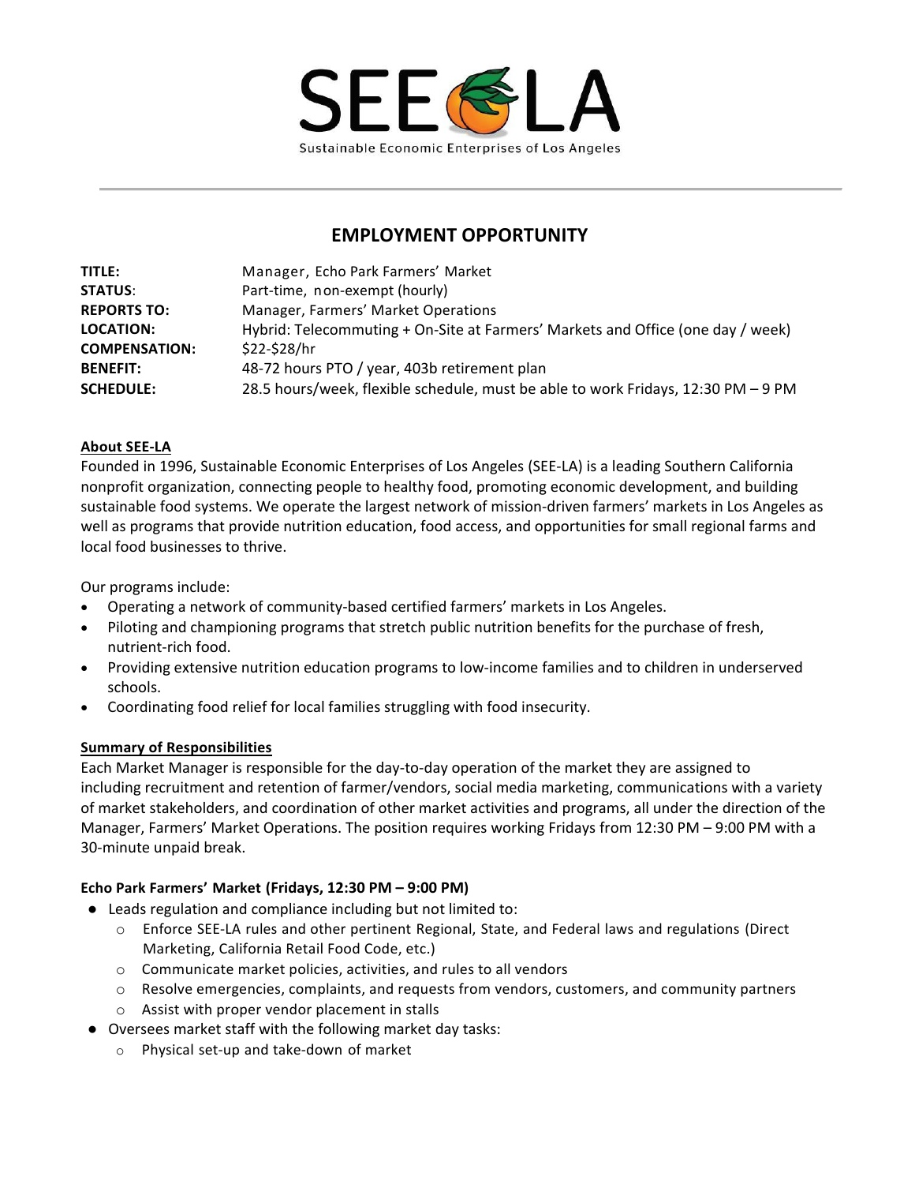SEE LA

Sustainable Economic Enterprises of Los Angeles

# EMPLOYMENT OPPORTUNITY

| | |
|---|---|
| **TITLE:** | Manager, Echo Park Farmers' Market |
| **STATUS:** | Part-time, non-exempt (hourly) |
| **REPORTS TO:** | Manager, Farmers' Market Operations |
| **LOCATION:** | Hybrid: Telecommuting + On-Site at Farmers' Markets and Office (one day / week) |
| **COMPENSATION:** | $22-$28/hr |
| **BENEFIT:** | 48-72 hours PTO / year, 403b retirement plan |
| **SCHEDULE:** | 28.5 hours/week, flexible schedule, must be able to work Fridays, 12:30 PM – 9 PM |

## About SEE-LA

Founded in 1996, Sustainable Economic Enterprises of Los Angeles (SEE-LA) is a leading Southern California nonprofit organization, connecting people to healthy food, promoting economic development, and building sustainable food systems. We operate the largest network of mission-driven farmers' markets in Los Angeles as well as programs that provide nutrition education, food access, and opportunities for small regional farms and local food businesses to thrive.

Our programs include:

- Operating a network of community-based certified farmers' markets in Los Angeles.
- Piloting and championing programs that stretch public nutrition benefits for the purchase of fresh, nutrient-rich food.
- Providing extensive nutrition education programs to low-income families and to children in underserved schools.
- Coordinating food relief for local families struggling with food insecurity.

## Summary of Responsibilities

Each Market Manager is responsible for the day-to-day operation of the market they are assigned to including recruitment and retention of farmer/vendors, social media marketing, communications with a variety of market stakeholders, and coordination of other market activities and programs, all under the direction of the Manager, Farmers' Market Operations. The position requires working Fridays from 12:30 PM – 9:00 PM with a 30-minute unpaid break.

### Echo Park Farmers' Market (Fridays, 12:30 PM – 9:00 PM)

- Leads regulation and compliance including but not limited to:
  - Enforce SEE-LA rules and other pertinent Regional, State, and Federal laws and regulations (Direct Marketing, California Retail Food Code, etc.)
  - Communicate market policies, activities, and rules to all vendors
  - Resolve emergencies, complaints, and requests from vendors, customers, and community partners
  - Assist with proper vendor placement in stalls
- Oversees market staff with the following market day tasks:
  - Physical set-up and take-down of market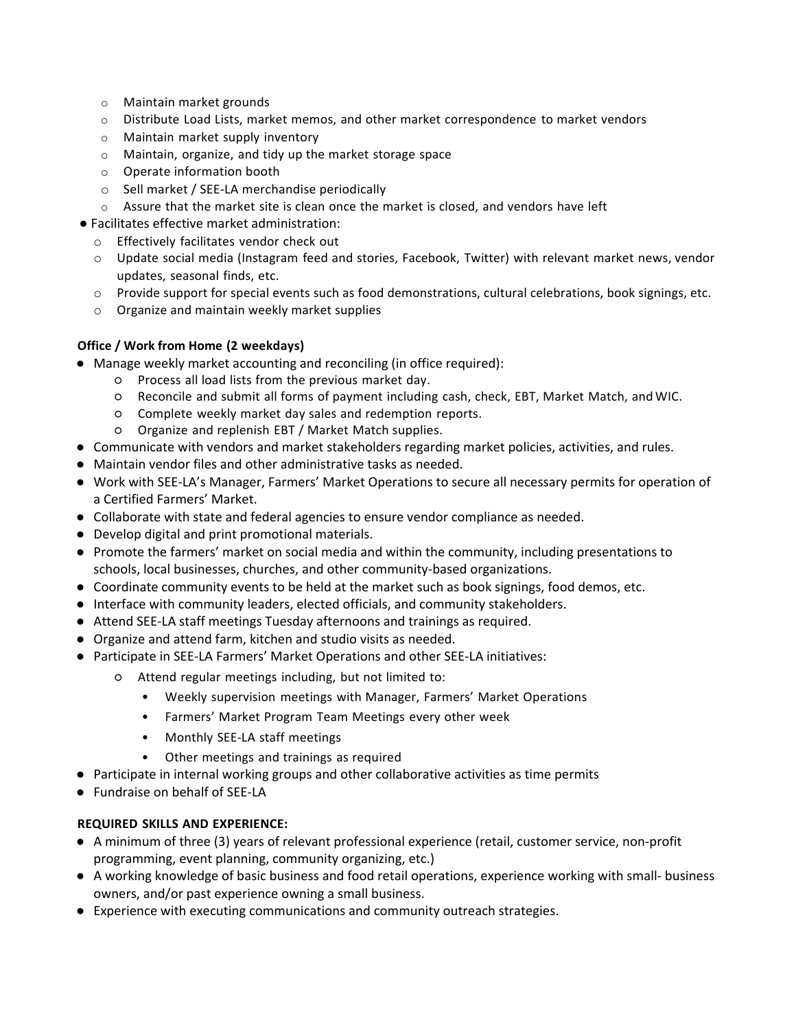- Maintain market grounds
  - Distribute Load Lists, market memos, and other market correspondence to market vendors
  - Maintain market supply inventory
  - Maintain, organize, and tidy up the market storage space
  - Operate information booth
  - Sell market / SEE-LA merchandise periodically
  - Assure that the market site is clean once the market is closed, and vendors have left
- Facilitates effective market administration:
  - Effectively facilitates vendor check out
  - Update social media (Instagram feed and stories, Facebook, Twitter) with relevant market news, vendor updates, seasonal finds, etc.
  - Provide support for special events such as food demonstrations, cultural celebrations, book signings, etc.
  - Organize and maintain weekly market supplies

**Office / Work from Home (2 weekdays)**

- Manage weekly market accounting and reconciling (in office required):
  - Process all load lists from the previous market day.
  - Reconcile and submit all forms of payment including cash, check, EBT, Market Match, and WIC.
  - Complete weekly market day sales and redemption reports.
  - Organize and replenish EBT / Market Match supplies.
- Communicate with vendors and market stakeholders regarding market policies, activities, and rules.
- Maintain vendor files and other administrative tasks as needed.
- Work with SEE-LA's Manager, Farmers' Market Operations to secure all necessary permits for operation of a Certified Farmers' Market.
- Collaborate with state and federal agencies to ensure vendor compliance as needed.
- Develop digital and print promotional materials.
- Promote the farmers' market on social media and within the community, including presentations to schools, local businesses, churches, and other community-based organizations.
- Coordinate community events to be held at the market such as book signings, food demos, etc.
- Interface with community leaders, elected officials, and community stakeholders.
- Attend SEE-LA staff meetings Tuesday afternoons and trainings as required.
- Organize and attend farm, kitchen and studio visits as needed.
- Participate in SEE-LA Farmers' Market Operations and other SEE-LA initiatives:
  - Attend regular meetings including, but not limited to:
    - Weekly supervision meetings with Manager, Farmers' Market Operations
    - Farmers' Market Program Team Meetings every other week
    - Monthly SEE-LA staff meetings
    - Other meetings and trainings as required
- Participate in internal working groups and other collaborative activities as time permits
- Fundraise on behalf of SEE-LA

**REQUIRED SKILLS AND EXPERIENCE:**

- A minimum of three (3) years of relevant professional experience (retail, customer service, non-profit programming, event planning, community organizing, etc.)
- A working knowledge of basic business and food retail operations, experience working with small- business owners, and/or past experience owning a small business.
- Experience with executing communications and community outreach strategies.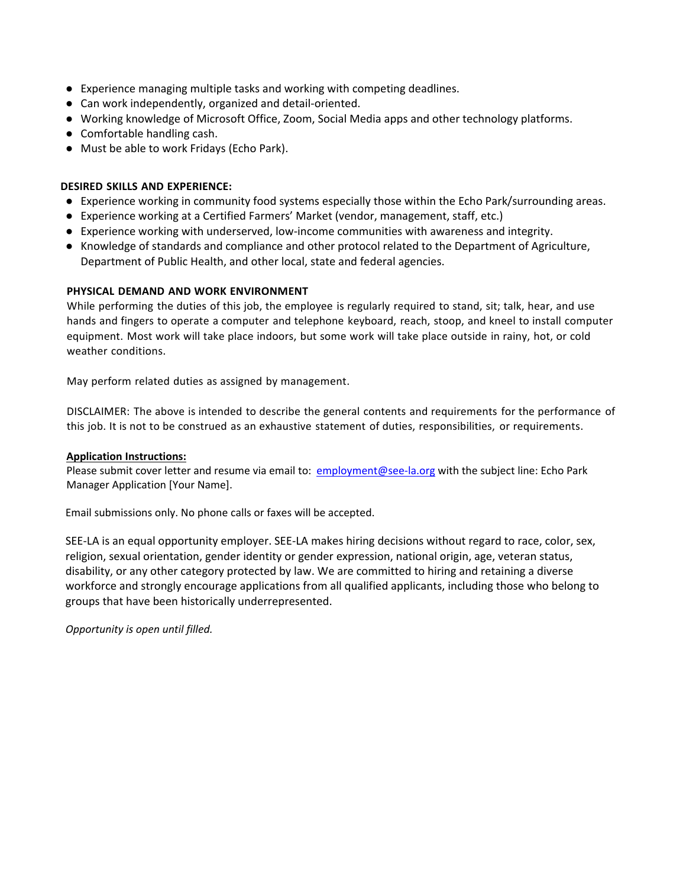- Experience managing multiple tasks and working with competing deadlines.
- Can work independently, organized and detail-oriented.
- Working knowledge of Microsoft Office, Zoom, Social Media apps and other technology platforms.
- Comfortable handling cash.
- Must be able to work Fridays (Echo Park).

**DESIRED SKILLS AND EXPERIENCE:**

- Experience working in community food systems especially those within the Echo Park/surrounding areas.
- Experience working at a Certified Farmers' Market (vendor, management, staff, etc.)
- Experience working with underserved, low-income communities with awareness and integrity.
- Knowledge of standards and compliance and other protocol related to the Department of Agriculture, Department of Public Health, and other local, state and federal agencies.

**PHYSICAL DEMAND AND WORK ENVIRONMENT**

While performing the duties of this job, the employee is regularly required to stand, sit; talk, hear, and use hands and fingers to operate a computer and telephone keyboard, reach, stoop, and kneel to install computer equipment. Most work will take place indoors, but some work will take place outside in rainy, hot, or cold weather conditions.

May perform related duties as assigned by management.

DISCLAIMER: The above is intended to describe the general contents and requirements for the performance of this job. It is not to be construed as an exhaustive statement of duties, responsibilities, or requirements.

**Application Instructions:**

Please submit cover letter and resume via email to: employment@see-la.org with the subject line: Echo Park Manager Application [Your Name].

Email submissions only. No phone calls or faxes will be accepted.

SEE-LA is an equal opportunity employer. SEE-LA makes hiring decisions without regard to race, color, sex, religion, sexual orientation, gender identity or gender expression, national origin, age, veteran status, disability, or any other category protected by law. We are committed to hiring and retaining a diverse workforce and strongly encourage applications from all qualified applicants, including those who belong to groups that have been historically underrepresented.

*Opportunity is open until filled.*